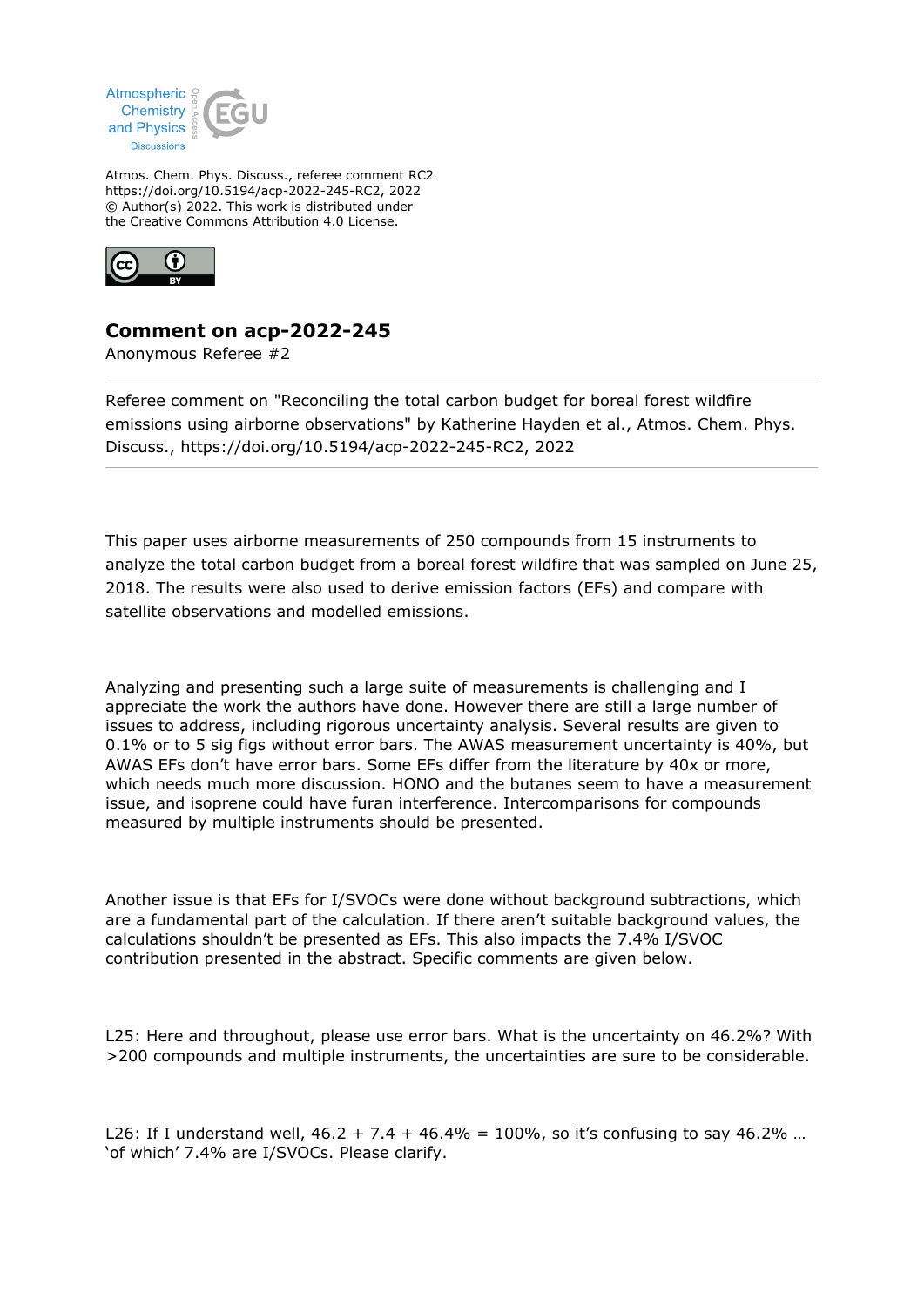Atmos. Chem. Phys. Discuss., referee comment RC2
https://doi.org/10.5194/acp-2022-245-RC2, 2022
© Author(s) 2022. This work is distributed under
the Creative Commons Attribution 4.0 License.

# Comment on acp-2022-245

Anonymous Referee #2

Referee comment on "Reconciling the total carbon budget for boreal forest wildfire emissions using airborne observations" by Katherine Hayden et al., Atmos. Chem. Phys. Discuss., https://doi.org/10.5194/acp-2022-245-RC2, 2022

---

This paper uses airborne measurements of 250 compounds from 15 instruments to analyze the total carbon budget from a boreal forest wildfire that was sampled on June 25, 2018. The results were also used to derive emission factors (EFs) and compare with satellite observations and modelled emissions.

Analyzing and presenting such a large suite of measurements is challenging and I appreciate the work the authors have done. However there are still a large number of issues to address, including rigorous uncertainty analysis. Several results are given to 0.1% or to 5 sig figs without error bars. The AWAS measurement uncertainty is 40%, but AWAS EFs don't have error bars. Some EFs differ from the literature by 40x or more, which needs much more discussion. HONO and the butanes seem to have a measurement issue, and isoprene could have furan interference. Intercomparisons for compounds measured by multiple instruments should be presented.

Another issue is that EFs for I/SVOCs were done without background subtractions, which are a fundamental part of the calculation. If there aren't suitable background values, the calculations shouldn't be presented as EFs. This also impacts the 7.4% I/SVOC contribution presented in the abstract. Specific comments are given below.

L25: Here and throughout, please use error bars. What is the uncertainty on 46.2%? With >200 compounds and multiple instruments, the uncertainties are sure to be considerable.

L26: If I understand well, 46.2 + 7.4 + 46.4% = 100%, so it's confusing to say 46.2% … 'of which' 7.4% are I/SVOCs. Please clarify.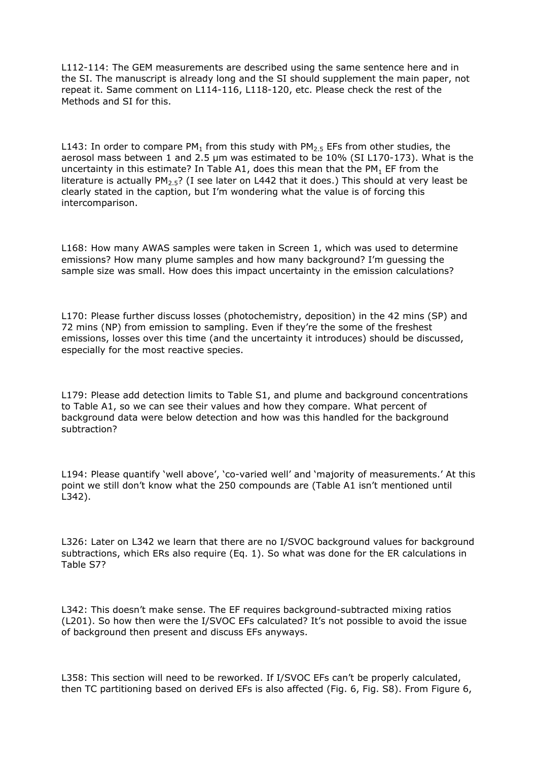L112-114: The GEM measurements are described using the same sentence here and in the SI. The manuscript is already long and the SI should supplement the main paper, not repeat it. Same comment on L114-116, L118-120, etc. Please check the rest of the Methods and SI for this.

L143: In order to compare $PM_1$ from this study with $PM_{2.5}$ EFs from other studies, the aerosol mass between 1 and 2.5 µm was estimated to be 10% (SI L170-173). What is the uncertainty in this estimate? In Table A1, does this mean that the $PM_1$ EF from the literature is actually $PM_{2.5}$? (I see later on L442 that it does.) This should at very least be clearly stated in the caption, but I'm wondering what the value is of forcing this intercomparison.

L168: How many AWAS samples were taken in Screen 1, which was used to determine emissions? How many plume samples and how many background? I'm guessing the sample size was small. How does this impact uncertainty in the emission calculations?

L170: Please further discuss losses (photochemistry, deposition) in the 42 mins (SP) and 72 mins (NP) from emission to sampling. Even if they're the some of the freshest emissions, losses over this time (and the uncertainty it introduces) should be discussed, especially for the most reactive species.

L179: Please add detection limits to Table S1, and plume and background concentrations to Table A1, so we can see their values and how they compare. What percent of background data were below detection and how was this handled for the background subtraction?

L194: Please quantify 'well above', 'co-varied well' and 'majority of measurements.' At this point we still don't know what the 250 compounds are (Table A1 isn't mentioned until L342).

L326: Later on L342 we learn that there are no I/SVOC background values for background subtractions, which ERs also require (Eq. 1). So what was done for the ER calculations in Table S7?

L342: This doesn't make sense. The EF requires background-subtracted mixing ratios (L201). So how then were the I/SVOC EFs calculated? It's not possible to avoid the issue of background then present and discuss EFs anyways.

L358: This section will need to be reworked. If I/SVOC EFs can't be properly calculated, then TC partitioning based on derived EFs is also affected (Fig. 6, Fig. S8). From Figure 6,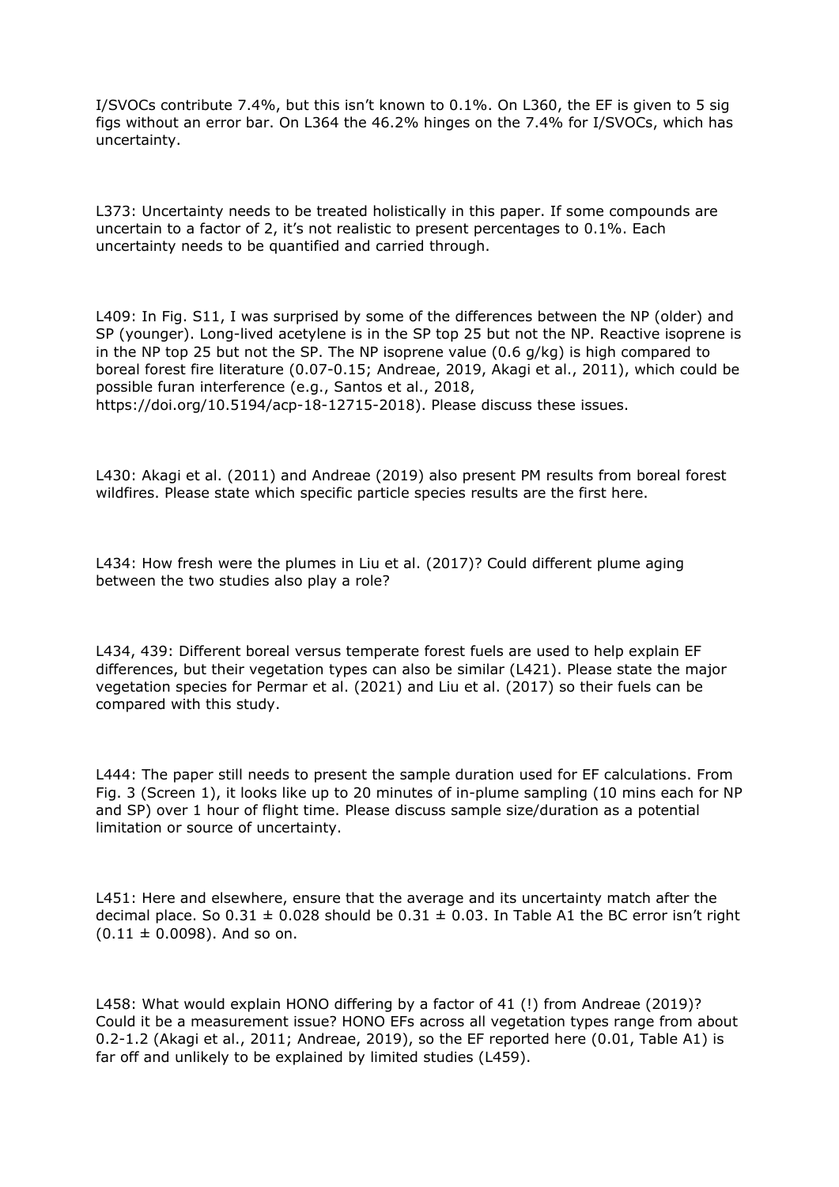I/SVOCs contribute 7.4%, but this isn't known to 0.1%. On L360, the EF is given to 5 sig figs without an error bar. On L364 the 46.2% hinges on the 7.4% for I/SVOCs, which has uncertainty.

L373: Uncertainty needs to be treated holistically in this paper. If some compounds are uncertain to a factor of 2, it's not realistic to present percentages to 0.1%. Each uncertainty needs to be quantified and carried through.

L409: In Fig. S11, I was surprised by some of the differences between the NP (older) and SP (younger). Long-lived acetylene is in the SP top 25 but not the NP. Reactive isoprene is in the NP top 25 but not the SP. The NP isoprene value (0.6 g/kg) is high compared to boreal forest fire literature (0.07-0.15; Andreae, 2019, Akagi et al., 2011), which could be possible furan interference (e.g., Santos et al., 2018, https://doi.org/10.5194/acp-18-12715-2018). Please discuss these issues.

L430: Akagi et al. (2011) and Andreae (2019) also present PM results from boreal forest wildfires. Please state which specific particle species results are the first here.

L434: How fresh were the plumes in Liu et al. (2017)? Could different plume aging between the two studies also play a role?

L434, 439: Different boreal versus temperate forest fuels are used to help explain EF differences, but their vegetation types can also be similar (L421). Please state the major vegetation species for Permar et al. (2021) and Liu et al. (2017) so their fuels can be compared with this study.

L444: The paper still needs to present the sample duration used for EF calculations. From Fig. 3 (Screen 1), it looks like up to 20 minutes of in-plume sampling (10 mins each for NP and SP) over 1 hour of flight time. Please discuss sample size/duration as a potential limitation or source of uncertainty.

L451: Here and elsewhere, ensure that the average and its uncertainty match after the decimal place. So $0.31 \pm 0.028$ should be $0.31 \pm 0.03$. In Table A1 the BC error isn't right ($0.11 \pm 0.0098$). And so on.

L458: What would explain HONO differing by a factor of 41 (!) from Andreae (2019)? Could it be a measurement issue? HONO EFs across all vegetation types range from about 0.2-1.2 (Akagi et al., 2011; Andreae, 2019), so the EF reported here (0.01, Table A1) is far off and unlikely to be explained by limited studies (L459).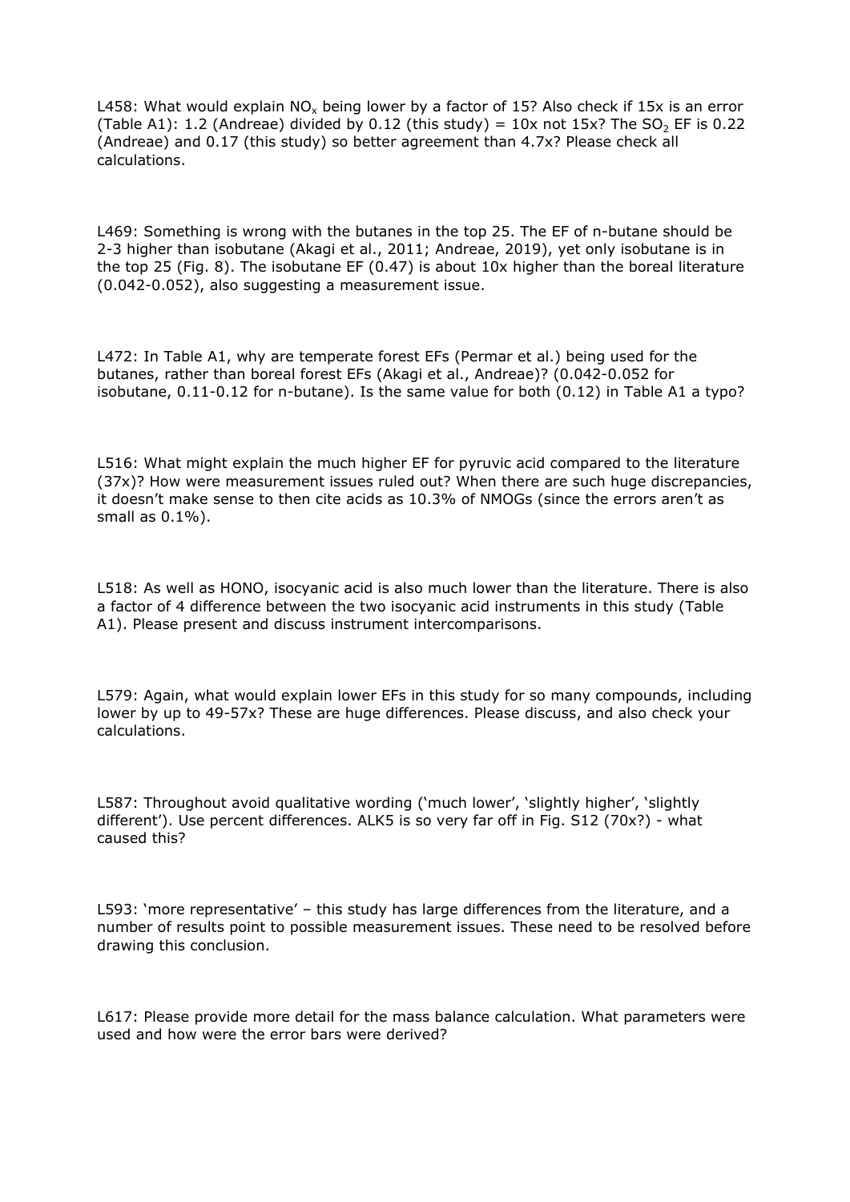L458: What would explain $NO_x$ being lower by a factor of 15? Also check if 15x is an error (Table A1): 1.2 (Andreae) divided by 0.12 (this study) = 10x not 15x? The $SO_2$ EF is 0.22 (Andreae) and 0.17 (this study) so better agreement than 4.7x? Please check all calculations.

L469: Something is wrong with the butanes in the top 25. The EF of n-butane should be 2-3 higher than isobutane (Akagi et al., 2011; Andreae, 2019), yet only isobutane is in the top 25 (Fig. 8). The isobutane EF (0.47) is about 10x higher than the boreal literature (0.042-0.052), also suggesting a measurement issue.

L472: In Table A1, why are temperate forest EFs (Permar et al.) being used for the butanes, rather than boreal forest EFs (Akagi et al., Andreae)? (0.042-0.052 for isobutane, 0.11-0.12 for n-butane). Is the same value for both (0.12) in Table A1 a typo?

L516: What might explain the much higher EF for pyruvic acid compared to the literature (37x)? How were measurement issues ruled out? When there are such huge discrepancies, it doesn't make sense to then cite acids as 10.3% of NMOGs (since the errors aren't as small as 0.1%).

L518: As well as HONO, isocyanic acid is also much lower than the literature. There is also a factor of 4 difference between the two isocyanic acid instruments in this study (Table A1). Please present and discuss instrument intercomparisons.

L579: Again, what would explain lower EFs in this study for so many compounds, including lower by up to 49-57x? These are huge differences. Please discuss, and also check your calculations.

L587: Throughout avoid qualitative wording ('much lower', 'slightly higher', 'slightly different'). Use percent differences. ALK5 is so very far off in Fig. S12 (70x?) - what caused this?

L593: 'more representative' – this study has large differences from the literature, and a number of results point to possible measurement issues. These need to be resolved before drawing this conclusion.

L617: Please provide more detail for the mass balance calculation. What parameters were used and how were the error bars were derived?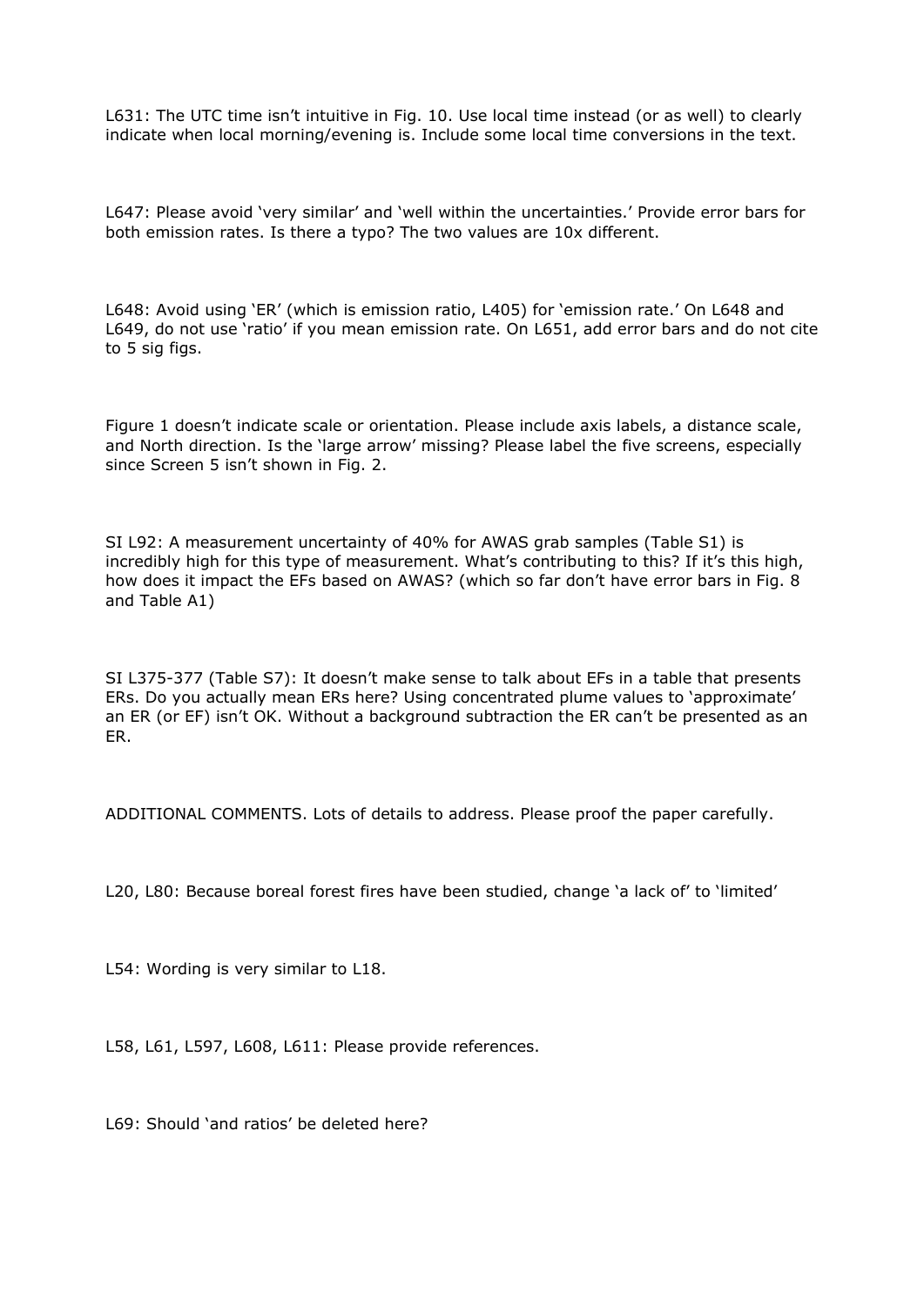L631: The UTC time isn't intuitive in Fig. 10. Use local time instead (or as well) to clearly indicate when local morning/evening is. Include some local time conversions in the text.

L647: Please avoid 'very similar' and 'well within the uncertainties.' Provide error bars for both emission rates. Is there a typo? The two values are 10x different.

L648: Avoid using 'ER' (which is emission ratio, L405) for 'emission rate.' On L648 and L649, do not use 'ratio' if you mean emission rate. On L651, add error bars and do not cite to 5 sig figs.

Figure 1 doesn't indicate scale or orientation. Please include axis labels, a distance scale, and North direction. Is the 'large arrow' missing? Please label the five screens, especially since Screen 5 isn't shown in Fig. 2.

SI L92: A measurement uncertainty of 40% for AWAS grab samples (Table S1) is incredibly high for this type of measurement. What's contributing to this? If it's this high, how does it impact the EFs based on AWAS? (which so far don't have error bars in Fig. 8 and Table A1)

SI L375-377 (Table S7): It doesn't make sense to talk about EFs in a table that presents ERs. Do you actually mean ERs here? Using concentrated plume values to 'approximate' an ER (or EF) isn't OK. Without a background subtraction the ER can't be presented as an ER.

ADDITIONAL COMMENTS. Lots of details to address. Please proof the paper carefully.

L20, L80: Because boreal forest fires have been studied, change 'a lack of' to 'limited'

L54: Wording is very similar to L18.

L58, L61, L597, L608, L611: Please provide references.

L69: Should 'and ratios' be deleted here?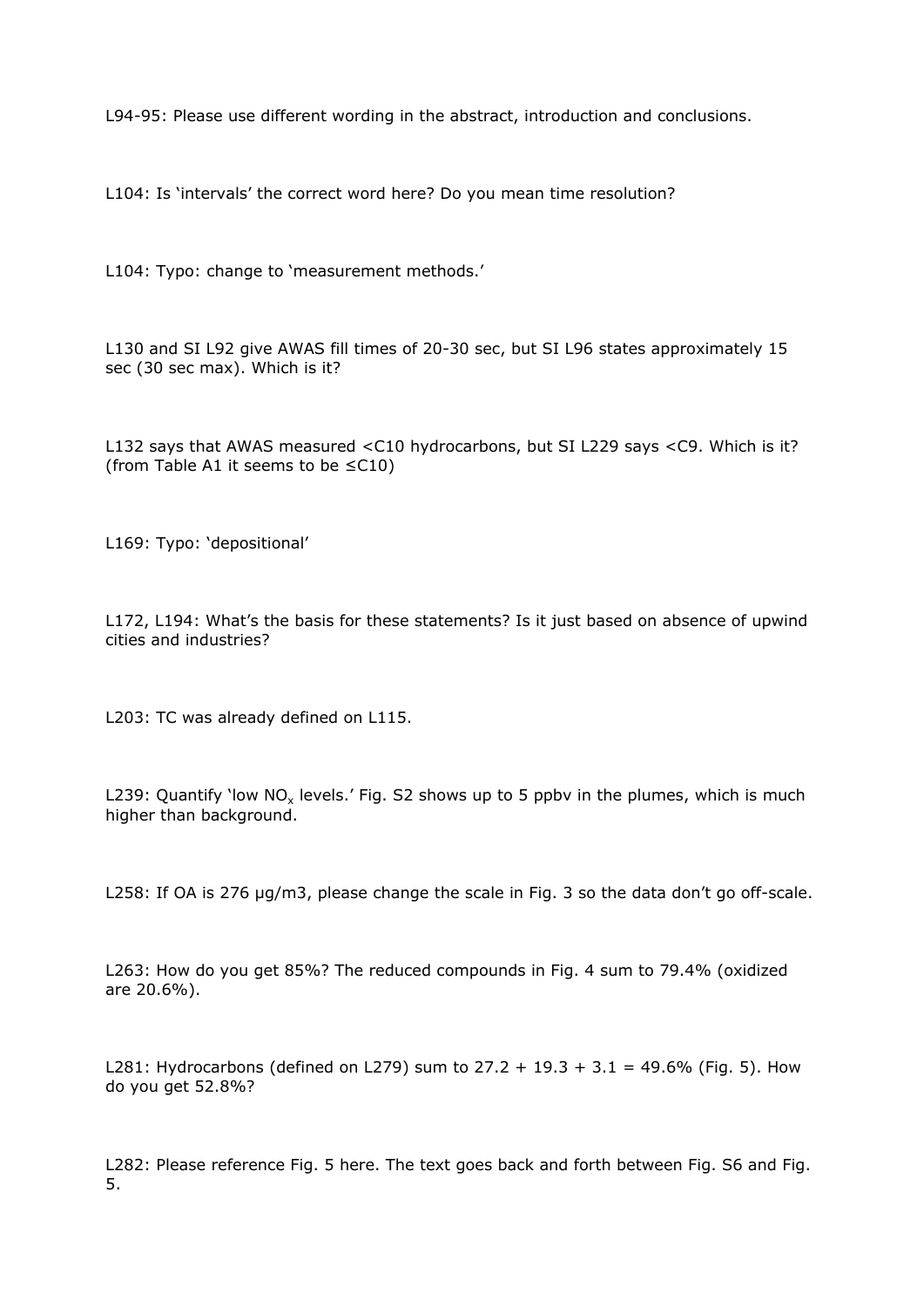L94-95: Please use different wording in the abstract, introduction and conclusions.

L104: Is 'intervals' the correct word here? Do you mean time resolution?

L104: Typo: change to 'measurement methods.'

L130 and SI L92 give AWAS fill times of 20-30 sec, but SI L96 states approximately 15 sec (30 sec max). Which is it?

L132 says that AWAS measured <C10 hydrocarbons, but SI L229 says <C9. Which is it? (from Table A1 it seems to be ≤C10)

L169: Typo: 'depositional'

L172, L194: What's the basis for these statements? Is it just based on absence of upwind cities and industries?

L203: TC was already defined on L115.

L239: Quantify 'low $NO_x$ levels.' Fig. S2 shows up to 5 ppbv in the plumes, which is much higher than background.

L258: If OA is 276 µg/m3, please change the scale in Fig. 3 so the data don't go off-scale.

L263: How do you get 85%? The reduced compounds in Fig. 4 sum to 79.4% (oxidized are 20.6%).

L281: Hydrocarbons (defined on L279) sum to 27.2 + 19.3 + 3.1 = 49.6% (Fig. 5). How do you get 52.8%?

L282: Please reference Fig. 5 here. The text goes back and forth between Fig. S6 and Fig. 5.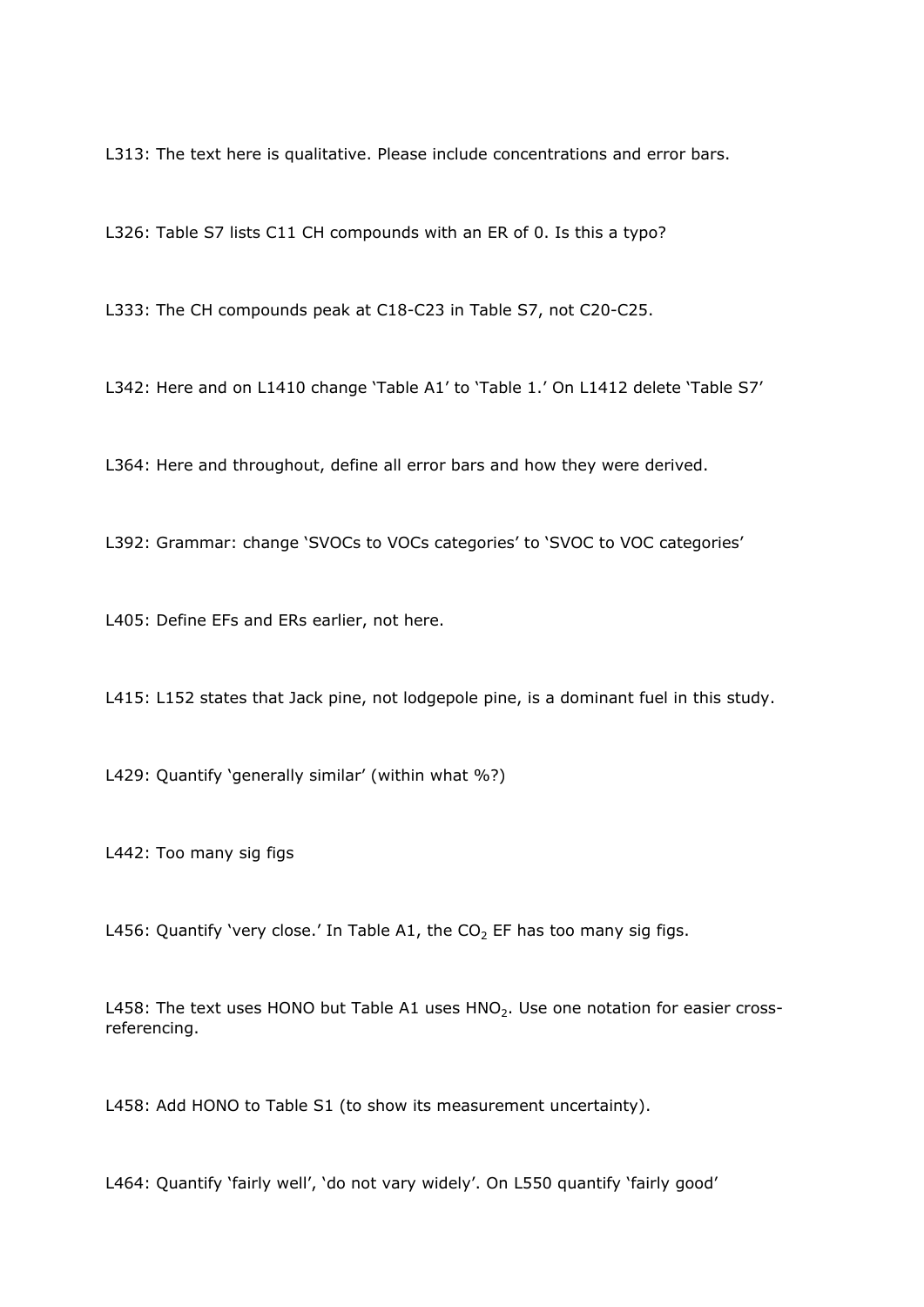L313: The text here is qualitative. Please include concentrations and error bars.

L326: Table S7 lists C11 CH compounds with an ER of 0. Is this a typo?

L333: The CH compounds peak at C18-C23 in Table S7, not C20-C25.

L342: Here and on L1410 change 'Table A1' to 'Table 1.' On L1412 delete 'Table S7'

L364: Here and throughout, define all error bars and how they were derived.

L392: Grammar: change 'SVOCs to VOCs categories' to 'SVOC to VOC categories'

L405: Define EFs and ERs earlier, not here.

L415: L152 states that Jack pine, not lodgepole pine, is a dominant fuel in this study.

L429: Quantify 'generally similar' (within what %?)

L442: Too many sig figs

L456: Quantify 'very close.' In Table A1, the $CO_2$ EF has too many sig figs.

L458: The text uses HONO but Table A1 uses $HNO_2$. Use one notation for easier cross-referencing.

L458: Add HONO to Table S1 (to show its measurement uncertainty).

L464: Quantify 'fairly well', 'do not vary widely'. On L550 quantify 'fairly good'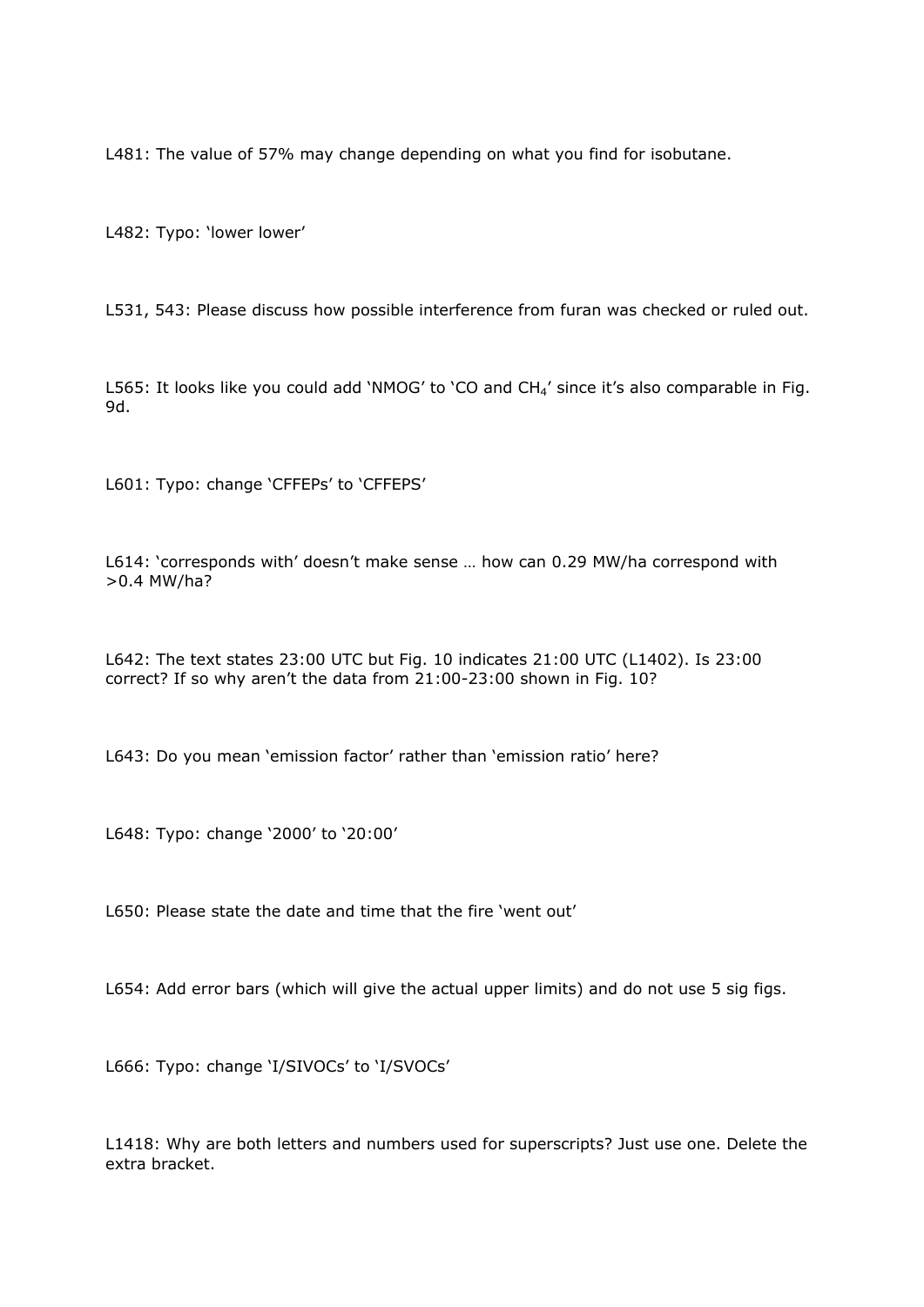L481: The value of 57% may change depending on what you find for isobutane.

L482: Typo: 'lower lower'

L531, 543: Please discuss how possible interference from furan was checked or ruled out.

L565: It looks like you could add 'NMOG' to 'CO and $CH_4$' since it's also comparable in Fig. 9d.

L601: Typo: change 'CFFEPs' to 'CFFEPS'

L614: 'corresponds with' doesn't make sense … how can 0.29 MW/ha correspond with >0.4 MW/ha?

L642: The text states 23:00 UTC but Fig. 10 indicates 21:00 UTC (L1402). Is 23:00 correct? If so why aren't the data from 21:00-23:00 shown in Fig. 10?

L643: Do you mean 'emission factor' rather than 'emission ratio' here?

L648: Typo: change '2000' to '20:00'

L650: Please state the date and time that the fire 'went out'

L654: Add error bars (which will give the actual upper limits) and do not use 5 sig figs.

L666: Typo: change 'I/SIVOCs' to 'I/SVOCs'

L1418: Why are both letters and numbers used for superscripts? Just use one. Delete the extra bracket.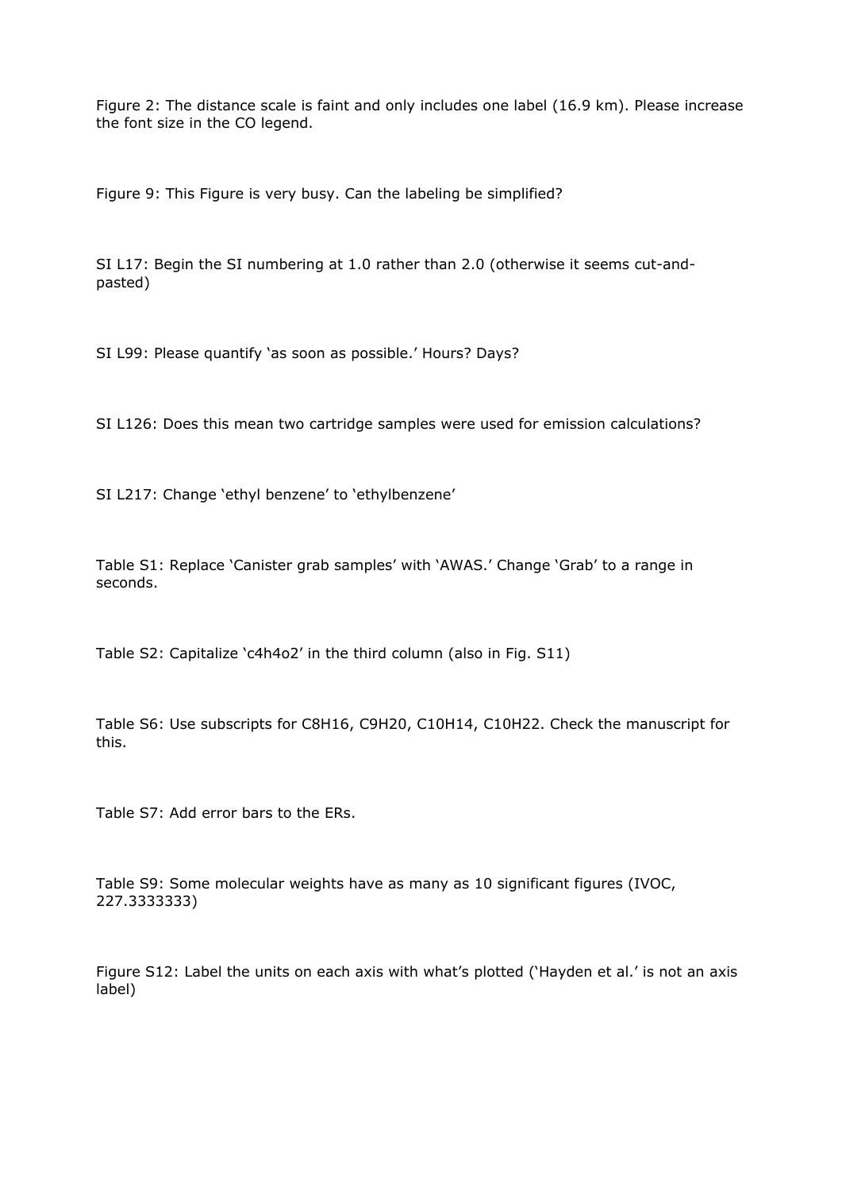Figure 2: The distance scale is faint and only includes one label (16.9 km). Please increase the font size in the CO legend.

Figure 9: This Figure is very busy. Can the labeling be simplified?

SI L17: Begin the SI numbering at 1.0 rather than 2.0 (otherwise it seems cut-and-pasted)

SI L99: Please quantify 'as soon as possible.' Hours? Days?

SI L126: Does this mean two cartridge samples were used for emission calculations?

SI L217: Change 'ethyl benzene' to 'ethylbenzene'

Table S1: Replace 'Canister grab samples' with 'AWAS.' Change 'Grab' to a range in seconds.

Table S2: Capitalize 'c4h4o2' in the third column (also in Fig. S11)

Table S6: Use subscripts for C8H16, C9H20, C10H14, C10H22. Check the manuscript for this.

Table S7: Add error bars to the ERs.

Table S9: Some molecular weights have as many as 10 significant figures (IVOC, 227.3333333)

Figure S12: Label the units on each axis with what's plotted ('Hayden et al.' is not an axis label)